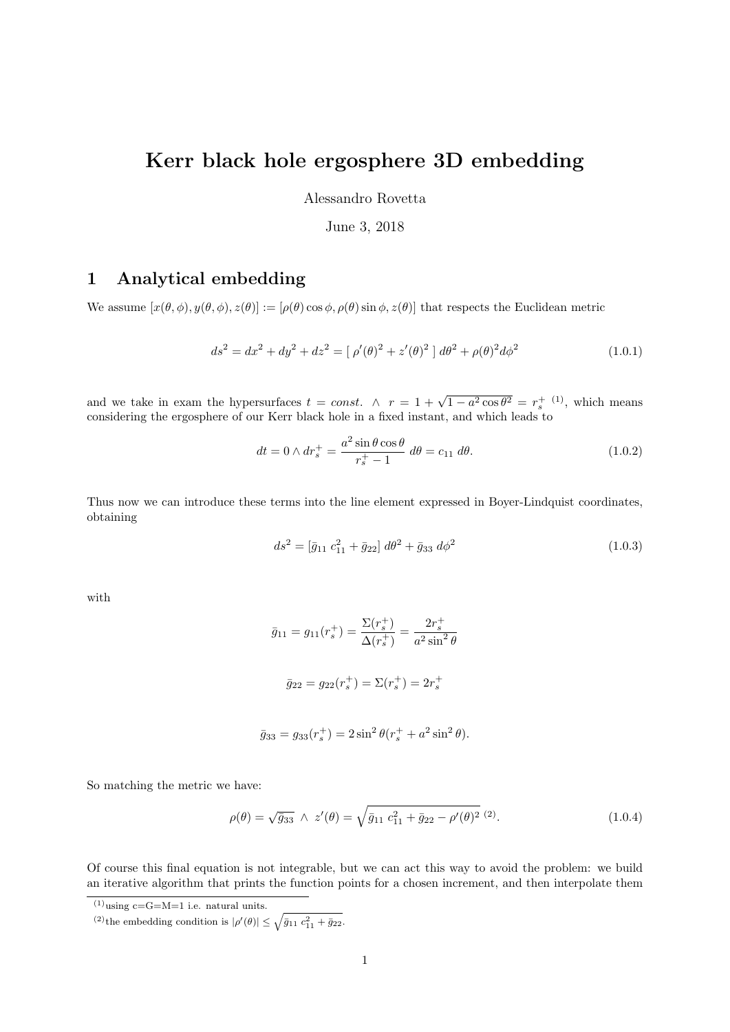# Kerr black hole ergosphere 3D embedding

Alessandro Rovetta

June 3, 2018

## 1 Analytical embedding

We assume $[x(\theta, \phi), y(\theta, \phi), z(\theta)] := [\rho(\theta)\cos\phi, \rho(\theta)\sin\phi, z(\theta)]$ that respects the Euclidean metric

$$ds^2 = dx^2 + dy^2 + dz^2 = [\ \rho'(\theta)^2 + z'(\theta)^2\ ]\ d\theta^2 + \rho(\theta)^2 d\phi^2 \tag{1.0.1}$$

and we take in exam the hypersurfaces $t = const. \ \wedge \ r = 1 + \sqrt{1 - a^2\cos\theta^2} = r_s^+$ [(1)], which means considering the ergosphere of our Kerr black hole in a fixed instant, and which leads to

$$dt = 0 \wedge dr_s^+ = \frac{a^2 \sin\theta\cos\theta}{r_s^+ - 1}\ d\theta = c_{11}\ d\theta. \tag{1.0.2}$$

Thus now we can introduce these terms into the line element expressed in Boyer-Lindquist coordinates, obtaining

$$ds^2 = [\bar{g}_{11}\ c_{11}^2 + \bar{g}_{22}]\ d\theta^2 + \bar{g}_{33}\ d\phi^2 \tag{1.0.3}$$

with

$$\bar{g}_{11} = g_{11}(r_s^+) = \frac{\Sigma(r_s^+)}{\Delta(r_s^+)} = \frac{2r_s^+}{a^2\sin^2\theta}$$

$$\bar{g}_{22} = g_{22}(r_s^+) = \Sigma(r_s^+) = 2r_s^+$$

$$\bar{g}_{33} = g_{33}(r_s^+) = 2\sin^2\theta(r_s^+ + a^2\sin^2\theta).$$

So matching the metric we have:

$$\rho(\theta) = \sqrt{\bar{g}_{33}} \ \wedge \ z'(\theta) = \sqrt{\bar{g}_{11}\ c_{11}^2 + \bar{g}_{22} - \rho'(\theta)^2}\ ^{(2)}. \tag{1.0.4}$$

Of course this final equation is not integrable, but we can act this way to avoid the problem: we build an iterative algorithm that prints the function points for a chosen increment, and then interpolate them

---

[(1)] using c=G=M=1 i.e. natural units.

[(2)] the embedding condition is $|\rho'(\theta)| \leq \sqrt{\bar{g}_{11}\ c_{11}^2 + \bar{g}_{22}}$.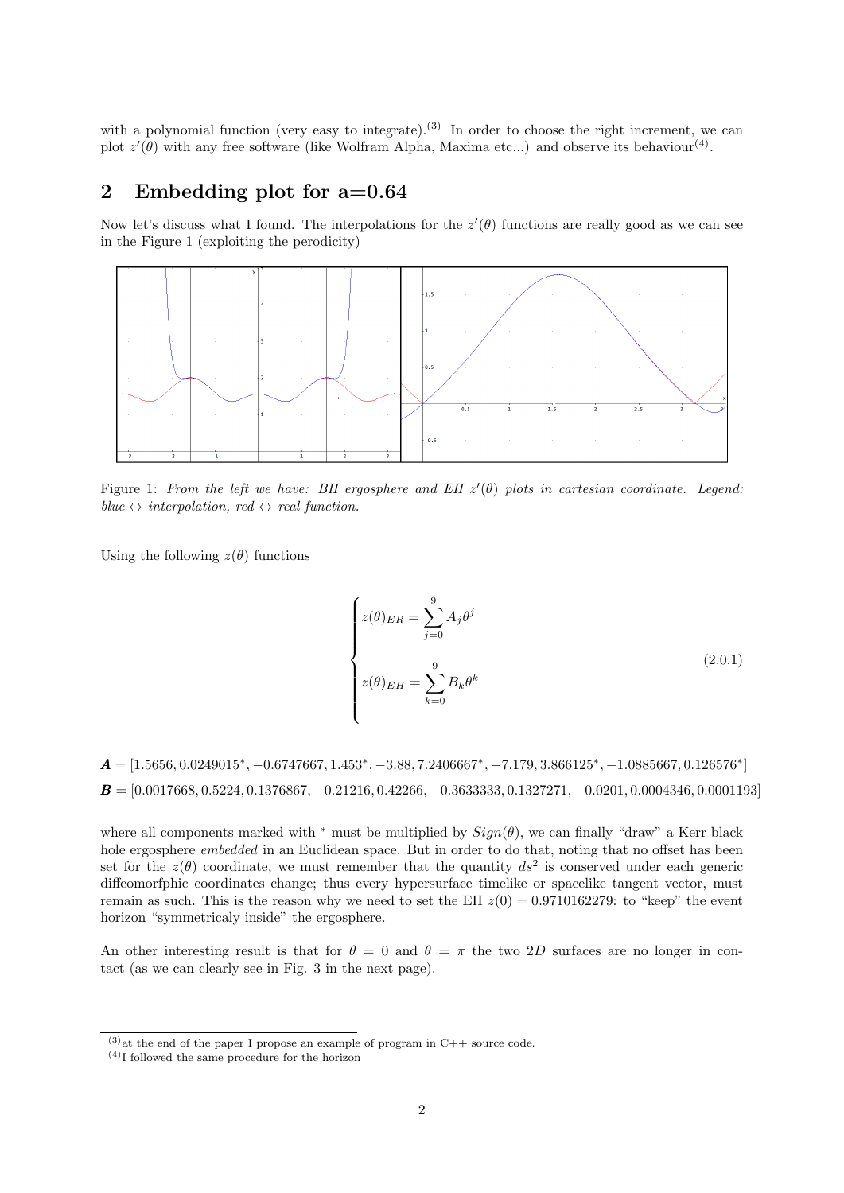with a polynomial function (very easy to integrate).[3] In order to choose the right increment, we can plot $z'(\theta)$ with any free software (like Wolfram Alpha, Maxima etc...) and observe its behaviour[4].

## 2 Embedding plot for a=0.64

Now let's discuss what I found. The interpolations for the $z'(\theta)$ functions are really good as we can see in the Figure 1 (exploiting the perodicity)

Figure 1: *From the left we have: BH ergosphere and EH $z'(\theta)$ plots in cartesian coordinate. Legend: blue $\leftrightarrow$ interpolation, red $\leftrightarrow$ real function.*

Using the following $z(\theta)$ functions

$$
\begin{cases}
z(\theta)_{ER} = \displaystyle\sum_{j=0}^{9} A_j \theta^j \\
\\
z(\theta)_{EH} = \displaystyle\sum_{k=0}^{9} B_k \theta^k
\end{cases}
\tag{2.0.1}
$$

$\boldsymbol{A} = [1.5656, 0.0249015^*, -0.6747667, 1.453^*, -3.88, 7.2406667^*, -7.179, 3.866125^*, -1.0885667, 0.126576^*]$

$\boldsymbol{B} = [0.0017668, 0.5224, 0.1376867, -0.21216, 0.42266, -0.3633333, 0.1327271, -0.0201, 0.0004346, 0.0001193]$

where all components marked with $^*$ must be multiplied by $Sign(\theta)$, we can finally "draw" a Kerr black hole ergosphere *embedded* in an Euclidean space. But in order to do that, noting that no offset has been set for the $z(\theta)$ coordinate, we must remember that the quantity $ds^2$ is conserved under each generic diffeomorfphic coordinates change; thus every hypersurface timelike or spacelike tangent vector, must remain as such. This is the reason why we need to set the EH $z(0) = 0.9710162279$: to "keep" the event horizon "symmetricaly inside" the ergosphere.

An other interesting result is that for $\theta = 0$ and $\theta = \pi$ the two $2D$ surfaces are no longer in contact (as we can clearly see in Fig. 3 in the next page).

---

[3] at the end of the paper I propose an example of program in C++ source code.

[4] I followed the same procedure for the horizon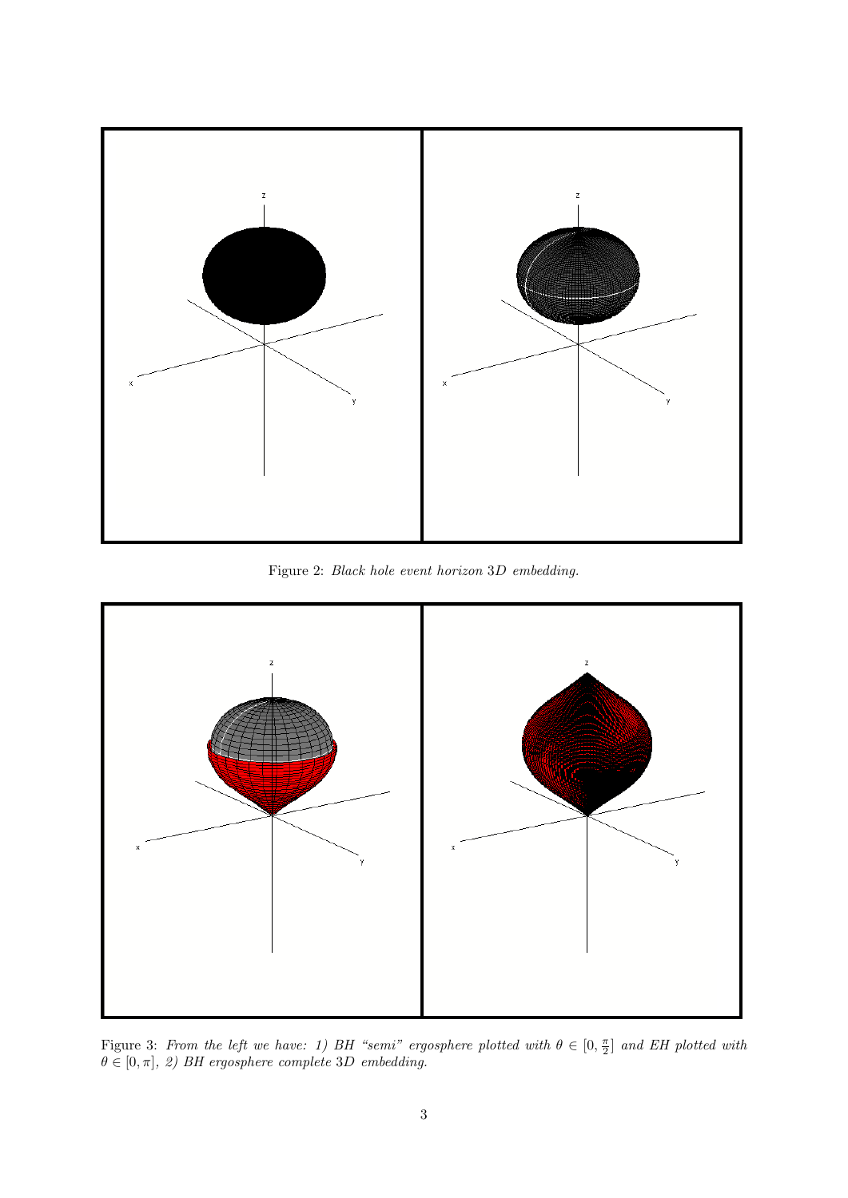Figure 2: *Black hole event horizon* 3*D embedding.*

Figure 3: *From the left we have: 1) BH "semi" ergosphere plotted with* $\theta \in [0, \frac{\pi}{2}]$ *and EH plotted with* $\theta \in [0, \pi]$*, 2) BH ergosphere complete* 3*D embedding.*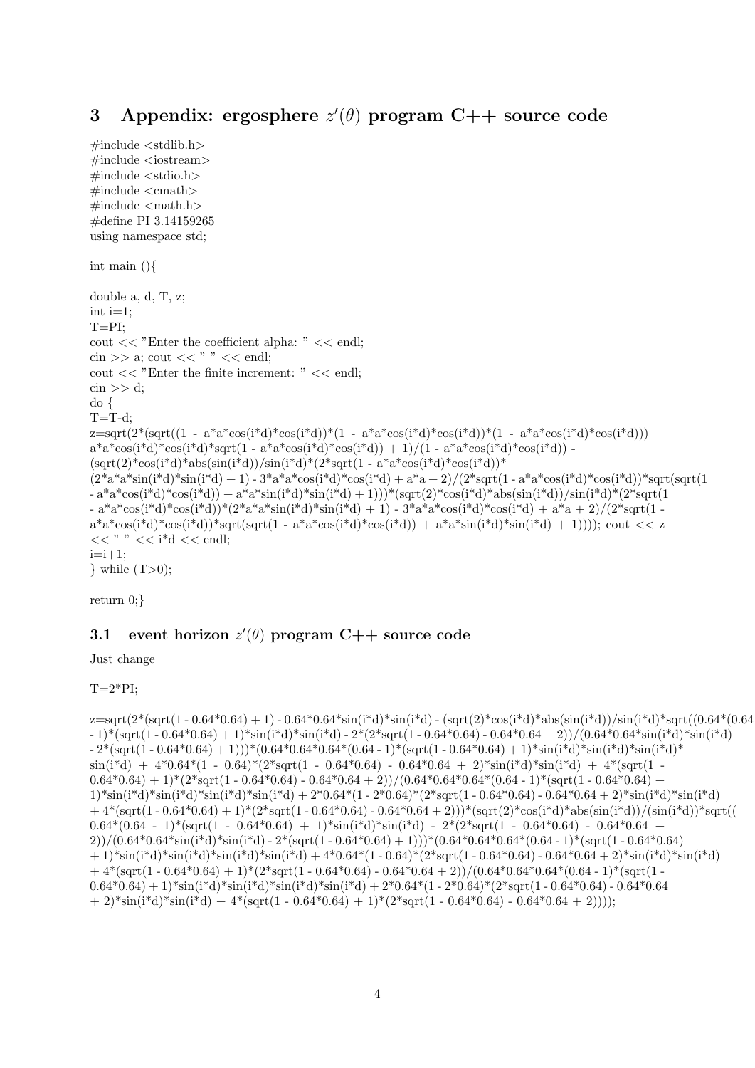## 3 Appendix: ergosphere $z'(\theta)$ program C++ source code

```
#include <stdlib.h>
#include <iostream>
#include <stdio.h>
#include <cmath>
#include <math.h>
#define PI 3.14159265
using namespace std;

int main (){

double a, d, T, z;
int i=1;
T=PI;
cout << "Enter the coefficient alpha: " << endl;
cin >> a; cout << " " << endl;
cout << "Enter the finite increment: " << endl;
cin >> d;
do {
T=T-d;
z=sqrt(2*(sqrt((1 - a*a*cos(i*d)*cos(i*d))*(1 - a*a*cos(i*d)*cos(i*d))*(1 - a*a*cos(i*d)*cos(i*d))) +
a*a*cos(i*d)*cos(i*d)*sqrt(1 - a*a*cos(i*d)*cos(i*d)) + 1)/(1 - a*a*cos(i*d)*cos(i*d)) -
(sqrt(2)*cos(i*d)*abs(sin(i*d))/sin(i*d)*(2*sqrt(1 - a*a*cos(i*d)*cos(i*d))*
(2*a*a*sin(i*d)*sin(i*d) + 1) - 3*a*a*cos(i*d)*cos(i*d) + a*a + 2)/(2*sqrt(1 - a*a*cos(i*d)*cos(i*d))*sqrt(sqrt(1
- a*a*cos(i*d)*cos(i*d)) + a*a*sin(i*d)*sin(i*d) + 1)))*(sqrt(2)*cos(i*d)*abs(sin(i*d))/sin(i*d)*(2*sqrt(1
- a*a*cos(i*d)*cos(i*d))*(2*a*a*sin(i*d)*sin(i*d) + 1) - 3*a*a*cos(i*d)*cos(i*d) + a*a + 2)/(2*sqrt(1 -
a*a*cos(i*d)*cos(i*d))*sqrt(sqrt(1 - a*a*cos(i*d)*cos(i*d)) + a*a*sin(i*d)*sin(i*d) + 1)))); cout << z
<< " " << i*d << endl;
i=i+1;
} while (T>0);

return 0;}
```

### 3.1 event horizon $z'(\theta)$ program C++ source code

Just change

```
T=2*PI;
```

```
z=sqrt(2*(sqrt(1 - 0.64*0.64) + 1) - 0.64*0.64*sin(i*d)*sin(i*d) - (sqrt(2)*cos(i*d)*abs(sin(i*d))/sin(i*d)*sqrt((0.64*(0.64
- 1)*(sqrt(1 - 0.64*0.64) + 1)*sin(i*d)*sin(i*d) - 2*(2*sqrt(1 - 0.64*0.64) - 0.64*0.64 + 2))/(0.64*0.64*sin(i*d)*sin(i*d)
- 2*(sqrt(1 - 0.64*0.64) + 1)))*(0.64*0.64*0.64*(0.64 - 1)*(sqrt(1 - 0.64*0.64) + 1)*sin(i*d)*sin(i*d)*sin(i*d)*
sin(i*d) + 4*0.64*(1 - 0.64)*(2*sqrt(1 - 0.64*0.64) - 0.64*0.64 + 2)*sin(i*d)*sin(i*d) + 4*(sqrt(1 -
0.64*0.64) + 1)*(2*sqrt(1 - 0.64*0.64) - 0.64*0.64 + 2))/(0.64*0.64*0.64*(0.64 - 1)*(sqrt(1 - 0.64*0.64) +
1)*sin(i*d)*sin(i*d)*sin(i*d)*sin(i*d) + 2*0.64*(1 - 2*0.64)*(2*sqrt(1 - 0.64*0.64) - 0.64*0.64 + 2)*sin(i*d)*sin(i*d)
+ 4*(sqrt(1 - 0.64*0.64) + 1)*(2*sqrt(1 - 0.64*0.64) - 0.64*0.64 + 2)))*(sqrt(2)*cos(i*d)*abs(sin(i*d))/(sin(i*d))*sqrt((
0.64*(0.64 - 1)*(sqrt(1 - 0.64*0.64) + 1)*sin(i*d)*sin(i*d) - 2*(2*sqrt(1 - 0.64*0.64) - 0.64*0.64 +
2))/(0.64*0.64*sin(i*d)*sin(i*d) - 2*(sqrt(1 - 0.64*0.64) + 1)))*(0.64*0.64*0.64*(0.64 - 1)*(sqrt(1 - 0.64*0.64)
+ 1)*sin(i*d)*sin(i*d)*sin(i*d)*sin(i*d) + 4*0.64*(1 - 0.64)*(2*sqrt(1 - 0.64*0.64) - 0.64*0.64 + 2)*sin(i*d)*sin(i*d)
+ 4*(sqrt(1 - 0.64*0.64) + 1)*(2*sqrt(1 - 0.64*0.64) - 0.64*0.64 + 2))/(0.64*0.64*0.64*(0.64 - 1)*(sqrt(1 -
0.64*0.64) + 1)*sin(i*d)*sin(i*d)*sin(i*d)*sin(i*d) + 2*0.64*(1 - 2*0.64)*(2*sqrt(1 - 0.64*0.64) - 0.64*0.64
+ 2)*sin(i*d)*sin(i*d) + 4*(sqrt(1 - 0.64*0.64) + 1)*(2*sqrt(1 - 0.64*0.64) - 0.64*0.64 + 2))));
```